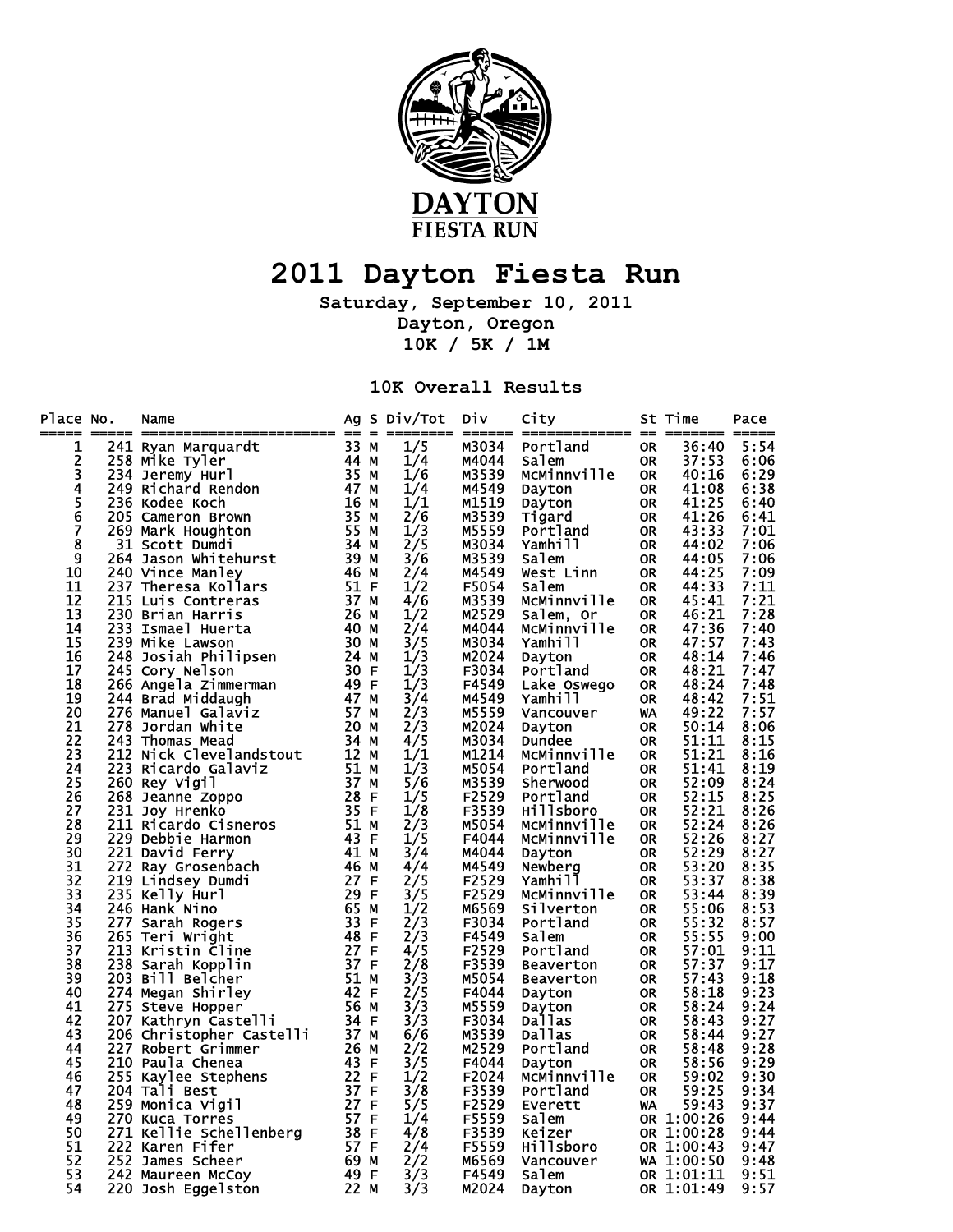# 2011 Dayton Fiesta Run

**Saturday, September 10, 2011**
**Dayton, Oregon**
**10K / 5K / 1M**

## 10K Overall Results

| Place | No. | Name | Ag | S | Div/Tot | Div | City | St | Time | Pace |
|---|---|---|---|---|---|---|---|---|---|---|
| 1 | 241 | Ryan Marquardt | 33 | M | 1/5 | M3034 | Portland | OR | 36:40 | 5:54 |
| 2 | 258 | Mike Tyler | 44 | M | 1/4 | M4044 | Salem | OR | 37:53 | 6:06 |
| 3 | 234 | Jeremy Hurl | 35 | M | 1/6 | M3539 | McMinnville | OR | 40:16 | 6:29 |
| 4 | 249 | Richard Rendon | 47 | M | 1/4 | M4549 | Dayton | OR | 41:08 | 6:38 |
| 5 | 236 | Kodee Koch | 16 | M | 1/1 | M1519 | Dayton | OR | 41:25 | 6:40 |
| 6 | 205 | Cameron Brown | 35 | M | 2/6 | M3539 | Tigard | OR | 41:26 | 6:41 |
| 7 | 269 | Mark Houghton | 55 | M | 1/3 | M5559 | Portland | OR | 43:33 | 7:01 |
| 8 | 31 | Scott Dumdi | 34 | M | 2/5 | M3034 | Yamhill | OR | 44:02 | 7:06 |
| 9 | 264 | Jason Whitehurst | 39 | M | 3/6 | M3539 | Salem | OR | 44:05 | 7:06 |
| 10 | 240 | Vince Manley | 46 | M | 2/4 | M4549 | West Linn | OR | 44:25 | 7:09 |
| 11 | 237 | Theresa Kollars | 51 | F | 1/2 | F5054 | Salem | OR | 44:33 | 7:11 |
| 12 | 215 | Luis Contreras | 37 | M | 4/6 | M3539 | McMinnville | OR | 45:41 | 7:21 |
| 13 | 230 | Brian Harris | 26 | M | 1/2 | M2529 | Salem, Or | OR | 46:21 | 7:28 |
| 14 | 233 | Ismael Huerta | 40 | M | 2/4 | M4044 | McMinnville | OR | 47:36 | 7:40 |
| 15 | 239 | Mike Lawson | 30 | M | 3/5 | M3034 | Yamhill | OR | 47:57 | 7:43 |
| 16 | 248 | Josiah Philipsen | 24 | M | 1/3 | M2024 | Dayton | OR | 48:14 | 7:46 |
| 17 | 245 | Cory Nelson | 30 | F | 1/3 | F3034 | Portland | OR | 48:21 | 7:47 |
| 18 | 266 | Angela Zimmerman | 49 | F | 1/3 | F4549 | Lake Oswego | OR | 48:24 | 7:48 |
| 19 | 244 | Brad Middaugh | 47 | M | 3/4 | M4549 | Yamhill | OR | 48:42 | 7:51 |
| 20 | 276 | Manuel Galaviz | 57 | M | 2/3 | M5559 | Vancouver | WA | 49:22 | 7:57 |
| 21 | 278 | Jordan White | 20 | M | 2/3 | M2024 | Dayton | OR | 50:14 | 8:06 |
| 22 | 243 | Thomas Mead | 34 | M | 4/5 | M3034 | Dundee | OR | 51:11 | 8:15 |
| 23 | 212 | Nick Clevelandstout | 12 | M | 1/1 | M1214 | McMinnville | OR | 51:21 | 8:16 |
| 24 | 223 | Ricardo Galaviz | 51 | M | 1/3 | M5054 | Portland | OR | 51:41 | 8:19 |
| 25 | 260 | Rey Vigil | 37 | M | 5/6 | M3539 | Sherwood | OR | 52:09 | 8:24 |
| 26 | 268 | Jeanne Zoppo | 28 | F | 1/5 | F2529 | Portland | OR | 52:15 | 8:25 |
| 27 | 231 | Joy Hrenko | 35 | F | 1/8 | F3539 | Hillsboro | OR | 52:21 | 8:26 |
| 28 | 211 | Ricardo Cisneros | 51 | M | 2/3 | M5054 | McMinnville | OR | 52:24 | 8:26 |
| 29 | 229 | Debbie Harmon | 43 | F | 1/5 | F4044 | McMinnville | OR | 52:26 | 8:27 |
| 30 | 221 | David Ferry | 41 | M | 3/4 | M4044 | Dayton | OR | 52:29 | 8:27 |
| 31 | 272 | Ray Grosenbach | 46 | M | 4/4 | M4549 | Newberg | OR | 53:20 | 8:35 |
| 32 | 219 | Lindsey Dumdi | 27 | F | 2/5 | F2529 | Yamhill | OR | 53:37 | 8:38 |
| 33 | 235 | Kelly Hurl | 29 | F | 3/5 | F2529 | McMinnville | OR | 53:44 | 8:39 |
| 34 | 246 | Hank Nino | 65 | M | 1/2 | M6569 | Silverton | OR | 55:06 | 8:53 |
| 35 | 277 | Sarah Rogers | 33 | F | 2/3 | F3034 | Portland | OR | 55:32 | 8:57 |
| 36 | 265 | Teri Wright | 48 | F | 2/3 | F4549 | Salem | OR | 55:55 | 9:00 |
| 37 | 213 | Kristin Cline | 27 | F | 4/5 | F2529 | Portland | OR | 57:01 | 9:11 |
| 38 | 238 | Sarah Kopplin | 37 | F | 2/8 | F3539 | Beaverton | OR | 57:37 | 9:17 |
| 39 | 203 | Bill Belcher | 51 | M | 3/3 | M5054 | Beaverton | OR | 57:43 | 9:18 |
| 40 | 274 | Megan Shirley | 42 | F | 2/5 | F4044 | Dayton | OR | 58:18 | 9:23 |
| 41 | 275 | Steve Hopper | 56 | M | 3/3 | M5559 | Dayton | OR | 58:24 | 9:24 |
| 42 | 207 | Kathryn Castelli | 34 | F | 3/3 | F3034 | Dallas | OR | 58:43 | 9:27 |
| 43 | 206 | Christopher Castelli | 37 | M | 6/6 | M3539 | Dallas | OR | 58:44 | 9:27 |
| 44 | 227 | Robert Grimmer | 26 | M | 2/2 | M2529 | Portland | OR | 58:48 | 9:28 |
| 45 | 210 | Paula Chenea | 43 | F | 3/5 | F4044 | Dayton | OR | 58:56 | 9:29 |
| 46 | 255 | Kaylee Stephens | 22 | F | 1/2 | F2024 | McMinnville | OR | 59:02 | 9:30 |
| 47 | 204 | Tali Best | 37 | F | 3/8 | F3539 | Portland | OR | 59:25 | 9:34 |
| 48 | 259 | Monica Vigil | 27 | F | 5/5 | F2529 | Everett | WA | 59:43 | 9:37 |
| 49 | 270 | Kuca Torres | 57 | F | 1/4 | F5559 | Salem | OR | 1:00:26 | 9:44 |
| 50 | 271 | Kellie Schellenberg | 38 | F | 4/8 | F3539 | Keizer | OR | 1:00:28 | 9:44 |
| 51 | 222 | Karen Fifer | 57 | F | 2/4 | F5559 | Hillsboro | OR | 1:00:43 | 9:47 |
| 52 | 252 | James Scheer | 69 | M | 2/2 | M6569 | Vancouver | WA | 1:00:50 | 9:48 |
| 53 | 242 | Maureen McCoy | 49 | F | 3/3 | F4549 | Salem | OR | 1:01:11 | 9:51 |
| 54 | 220 | Josh Eggelston | 22 | M | 3/3 | M2024 | Dayton | OR | 1:01:49 | 9:57 |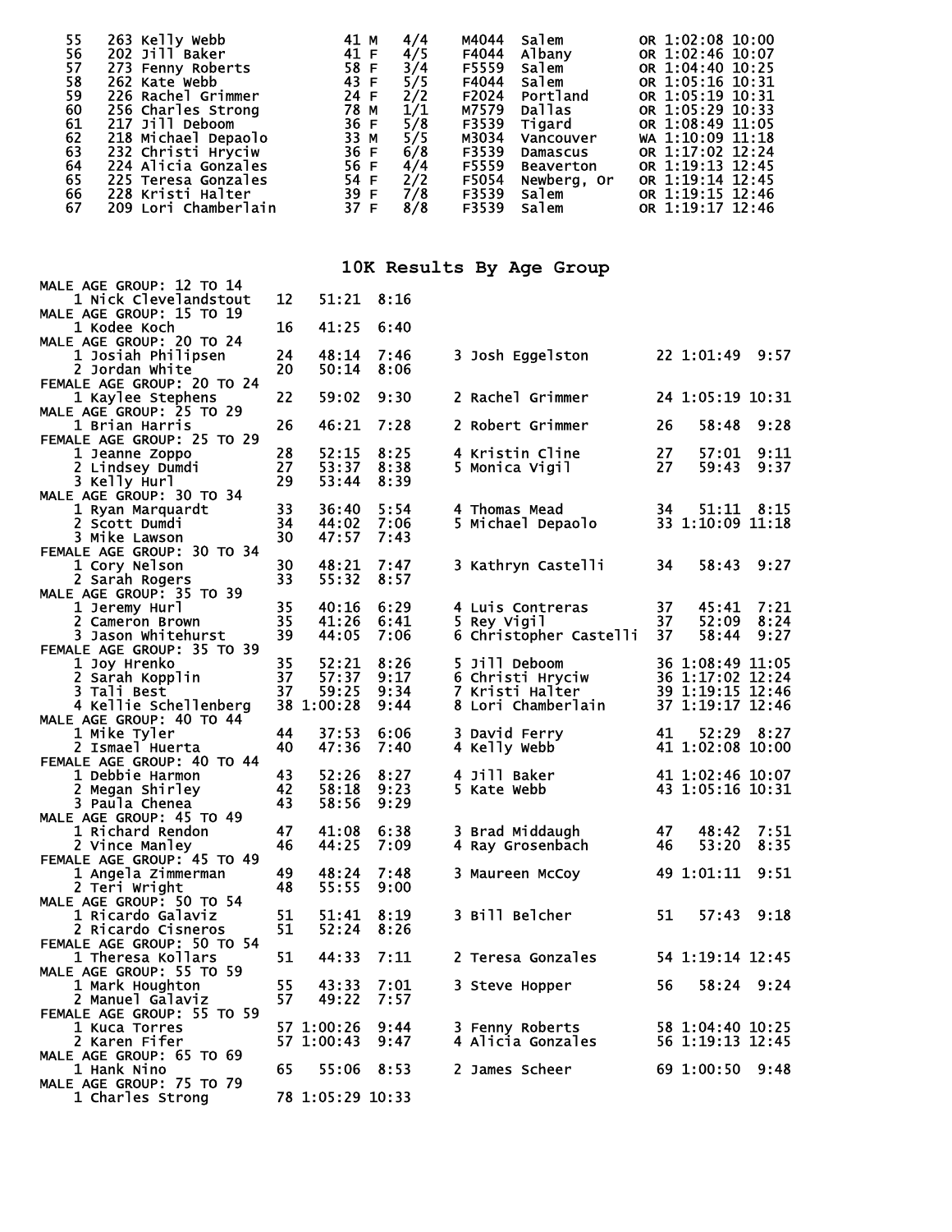| Place | Bib | Name | Age | Sex | Div Place | Div | City | State | Time | Pace |
|---|---|---|---|---|---|---|---|---|---|---|
| 55 | 263 | Kelly Webb | 41 | M | 4/4 | M4044 | Salem | OR | 1:02:08 | 10:00 |
| 56 | 202 | Jill Baker | 41 | F | 4/5 | F4044 | Albany | OR | 1:02:46 | 10:07 |
| 57 | 273 | Fenny Roberts | 58 | F | 3/4 | F5559 | Salem | OR | 1:04:40 | 10:25 |
| 58 | 262 | Kate Webb | 43 | F | 5/5 | F4044 | Salem | OR | 1:05:16 | 10:31 |
| 59 | 226 | Rachel Grimmer | 24 | F | 2/2 | F2024 | Portland | OR | 1:05:19 | 10:31 |
| 60 | 256 | Charles Strong | 78 | M | 1/1 | M7579 | Dallas | OR | 1:05:29 | 10:33 |
| 61 | 217 | Jill Deboom | 36 | F | 5/8 | F3539 | Tigard | OR | 1:08:49 | 11:05 |
| 62 | 218 | Michael Depaolo | 33 | M | 5/5 | M3034 | Vancouver | WA | 1:10:09 | 11:18 |
| 63 | 232 | Christi Hryciw | 36 | F | 6/8 | F3539 | Damascus | OR | 1:17:02 | 12:24 |
| 64 | 224 | Alicia Gonzales | 56 | F | 4/4 | F5559 | Beaverton | OR | 1:19:13 | 12:45 |
| 65 | 225 | Teresa Gonzales | 54 | F | 2/2 | F5054 | Newberg, Or | OR | 1:19:14 | 12:45 |
| 66 | 228 | Kristi Halter | 39 | F | 7/8 | F3539 | Salem | OR | 1:19:15 | 12:46 |
| 67 | 209 | Lori Chamberlain | 37 | F | 8/8 | F3539 | Salem | OR | 1:19:17 | 12:46 |

## 10K Results By Age Group

**MALE AGE GROUP: 12 TO 14**

| Place | Name | Age | Time | Pace |
|---|---|---|---|---|
| 1 | Nick Clevelandstout | 12 | 51:21 | 8:16 |

**MALE AGE GROUP: 15 TO 19**

| Place | Name | Age | Time | Pace |
|---|---|---|---|---|
| 1 | Kodee Koch | 16 | 41:25 | 6:40 |

**MALE AGE GROUP: 20 TO 24**

| Place | Name | Age | Time | Pace |
|---|---|---|---|---|
| 1 | Josiah Philipsen | 24 | 48:14 | 7:46 |
| 2 | Jordan White | 20 | 50:14 | 8:06 |
| 3 | Josh Eggelston | 22 | 1:01:49 | 9:57 |

**FEMALE AGE GROUP: 20 TO 24**

| Place | Name | Age | Time | Pace |
|---|---|---|---|---|
| 1 | Kaylee Stephens | 22 | 59:02 | 9:30 |
| 2 | Rachel Grimmer | 24 | 1:05:19 | 10:31 |

**MALE AGE GROUP: 25 TO 29**

| Place | Name | Age | Time | Pace |
|---|---|---|---|---|
| 1 | Brian Harris | 26 | 46:21 | 7:28 |
| 2 | Robert Grimmer | 26 | 58:48 | 9:28 |

**FEMALE AGE GROUP: 25 TO 29**

| Place | Name | Age | Time | Pace |
|---|---|---|---|---|
| 1 | Jeanne Zoppo | 28 | 52:15 | 8:25 |
| 2 | Lindsey Dumdi | 27 | 53:37 | 8:38 |
| 3 | Kelly Hurl | 29 | 53:44 | 8:39 |
| 4 | Kristin Cline | 27 | 57:01 | 9:11 |
| 5 | Monica Vigil | 27 | 59:43 | 9:37 |

**MALE AGE GROUP: 30 TO 34**

| Place | Name | Age | Time | Pace |
|---|---|---|---|---|
| 1 | Ryan Marquardt | 33 | 36:40 | 5:54 |
| 2 | Scott Dumdi | 34 | 44:02 | 7:06 |
| 3 | Mike Lawson | 30 | 47:57 | 7:43 |
| 4 | Thomas Mead | 34 | 51:11 | 8:15 |
| 5 | Michael Depaolo | 33 | 1:10:09 | 11:18 |

**FEMALE AGE GROUP: 30 TO 34**

| Place | Name | Age | Time | Pace |
|---|---|---|---|---|
| 1 | Cory Nelson | 30 | 48:21 | 7:47 |
| 2 | Sarah Rogers | 33 | 55:32 | 8:57 |
| 3 | Kathryn Castelli | 34 | 58:43 | 9:27 |

**MALE AGE GROUP: 35 TO 39**

| Place | Name | Age | Time | Pace |
|---|---|---|---|---|
| 1 | Jeremy Hurl | 35 | 40:16 | 6:29 |
| 2 | Cameron Brown | 35 | 41:26 | 6:41 |
| 3 | Jason Whitehurst | 39 | 44:05 | 7:06 |
| 4 | Luis Contreras | 37 | 45:41 | 7:21 |
| 5 | Rey Vigil | 37 | 52:09 | 8:24 |
| 6 | Christopher Castelli | 37 | 58:44 | 9:27 |

**FEMALE AGE GROUP: 35 TO 39**

| Place | Name | Age | Time | Pace |
|---|---|---|---|---|
| 1 | Joy Hrenko | 35 | 52:21 | 8:26 |
| 2 | Sarah Kopplin | 37 | 57:37 | 9:17 |
| 3 | Tali Best | 37 | 59:25 | 9:34 |
| 4 | Kellie Schellenberg | 38 | 1:00:28 | 9:44 |
| 5 | Jill Deboom | 36 | 1:08:49 | 11:05 |
| 6 | Christi Hryciw | 36 | 1:17:02 | 12:24 |
| 7 | Kristi Halter | 39 | 1:19:15 | 12:46 |
| 8 | Lori Chamberlain | 37 | 1:19:17 | 12:46 |

**MALE AGE GROUP: 40 TO 44**

| Place | Name | Age | Time | Pace |
|---|---|---|---|---|
| 1 | Mike Tyler | 44 | 37:53 | 6:06 |
| 2 | Ismael Huerta | 40 | 47:36 | 7:40 |
| 3 | David Ferry | 41 | 52:29 | 8:27 |
| 4 | Kelly Webb | 41 | 1:02:08 | 10:00 |

**FEMALE AGE GROUP: 40 TO 44**

| Place | Name | Age | Time | Pace |
|---|---|---|---|---|
| 1 | Debbie Harmon | 43 | 52:26 | 8:27 |
| 2 | Megan Shirley | 42 | 58:18 | 9:23 |
| 3 | Paula Chenea | 43 | 58:56 | 9:29 |
| 4 | Jill Baker | 41 | 1:02:46 | 10:07 |
| 5 | Kate Webb | 43 | 1:05:16 | 10:31 |

**MALE AGE GROUP: 45 TO 49**

| Place | Name | Age | Time | Pace |
|---|---|---|---|---|
| 1 | Richard Rendon | 47 | 41:08 | 6:38 |
| 2 | Vince Manley | 46 | 44:25 | 7:09 |
| 3 | Brad Middaugh | 47 | 48:42 | 7:51 |
| 4 | Ray Grosenbach | 46 | 53:20 | 8:35 |

**FEMALE AGE GROUP: 45 TO 49**

| Place | Name | Age | Time | Pace |
|---|---|---|---|---|
| 1 | Angela Zimmerman | 49 | 48:24 | 7:48 |
| 2 | Teri Wright | 48 | 55:55 | 9:00 |
| 3 | Maureen McCoy | 49 | 1:01:11 | 9:51 |

**MALE AGE GROUP: 50 TO 54**

| Place | Name | Age | Time | Pace |
|---|---|---|---|---|
| 1 | Ricardo Galaviz | 51 | 51:41 | 8:19 |
| 2 | Ricardo Cisneros | 51 | 52:24 | 8:26 |
| 3 | Bill Belcher | 51 | 57:43 | 9:18 |

**FEMALE AGE GROUP: 50 TO 54**

| Place | Name | Age | Time | Pace |
|---|---|---|---|---|
| 1 | Theresa Kollars | 51 | 44:33 | 7:11 |
| 2 | Teresa Gonzales | 54 | 1:19:14 | 12:45 |

**MALE AGE GROUP: 55 TO 59**

| Place | Name | Age | Time | Pace |
|---|---|---|---|---|
| 1 | Mark Houghton | 55 | 43:33 | 7:01 |
| 2 | Manuel Galaviz | 57 | 49:22 | 7:57 |
| 3 | Steve Hopper | 56 | 58:24 | 9:24 |

**FEMALE AGE GROUP: 55 TO 59**

| Place | Name | Age | Time | Pace |
|---|---|---|---|---|
| 1 | Kuca Torres | 57 | 1:00:26 | 9:44 |
| 2 | Karen Fifer | 57 | 1:00:43 | 9:47 |
| 3 | Fenny Roberts | 58 | 1:04:40 | 10:25 |
| 4 | Alicia Gonzales | 56 | 1:19:13 | 12:45 |

**MALE AGE GROUP: 65 TO 69**

| Place | Name | Age | Time | Pace |
|---|---|---|---|---|
| 1 | Hank Nino | 65 | 55:06 | 8:53 |
| 2 | James Scheer | 69 | 1:00:50 | 9:48 |

**MALE AGE GROUP: 75 TO 79**

| Place | Name | Age | Time | Pace |
|---|---|---|---|---|
| 1 | Charles Strong | 78 | 1:05:29 | 10:33 |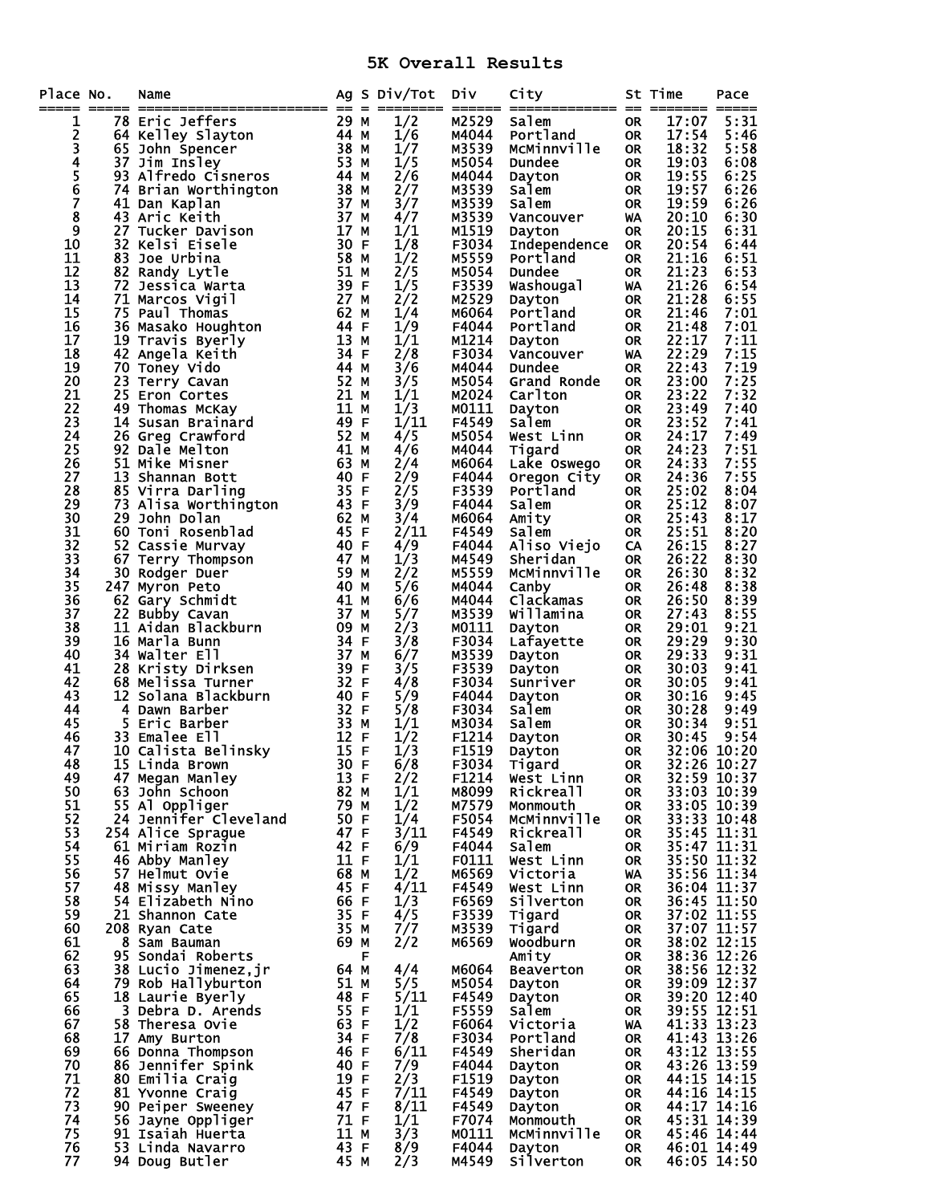# 5K Overall Results

| Place | No. | Name | Ag | S | Div/Tot | Div | City | St | Time | Pace |
|---|---|---|---|---|---|---|---|---|---|---|
| 1 | 78 | Eric Jeffers | 29 | M | 1/2 | M2529 | Salem | OR | 17:07 | 5:31 |
| 2 | 64 | Kelley Slayton | 44 | M | 1/6 | M4044 | Portland | OR | 17:54 | 5:46 |
| 3 | 65 | John Spencer | 38 | M | 1/7 | M3539 | McMinnville | OR | 18:32 | 5:58 |
| 4 | 37 | Jim Insley | 53 | M | 1/5 | M5054 | Dundee | OR | 19:03 | 6:08 |
| 5 | 93 | Alfredo Cisneros | 44 | M | 2/6 | M4044 | Dayton | OR | 19:55 | 6:25 |
| 6 | 74 | Brian Worthington | 38 | M | 2/7 | M3539 | Salem | OR | 19:57 | 6:26 |
| 7 | 41 | Dan Kaplan | 37 | M | 3/7 | M3539 | Salem | OR | 19:59 | 6:26 |
| 8 | 43 | Aric Keith | 37 | M | 4/7 | M3539 | Vancouver | WA | 20:10 | 6:30 |
| 9 | 27 | Tucker Davison | 17 | M | 1/1 | M1519 | Dayton | OR | 20:15 | 6:31 |
| 10 | 32 | Kelsi Eisele | 30 | F | 1/8 | F3034 | Independence | OR | 20:54 | 6:44 |
| 11 | 83 | Joe Urbina | 58 | M | 1/2 | M5559 | Portland | OR | 21:16 | 6:51 |
| 12 | 82 | Randy Lytle | 51 | M | 2/5 | M5054 | Dundee | OR | 21:23 | 6:53 |
| 13 | 72 | Jessica Warta | 39 | F | 1/5 | F3539 | Washougal | WA | 21:26 | 6:54 |
| 14 | 71 | Marcos Vigil | 27 | M | 2/2 | M2529 | Dayton | OR | 21:28 | 6:55 |
| 15 | 75 | Paul Thomas | 62 | M | 1/4 | M6064 | Portland | OR | 21:46 | 7:01 |
| 16 | 36 | Masako Houghton | 44 | F | 1/9 | F4044 | Portland | OR | 21:48 | 7:01 |
| 17 | 19 | Travis Byerly | 13 | M | 1/1 | M1214 | Dayton | OR | 22:17 | 7:11 |
| 18 | 42 | Angela Keith | 34 | F | 2/8 | F3034 | Vancouver | WA | 22:29 | 7:15 |
| 19 | 70 | Toney Vido | 44 | M | 3/6 | M4044 | Dundee | OR | 22:43 | 7:19 |
| 20 | 23 | Terry Cavan | 52 | M | 3/5 | M5054 | Grand Ronde | OR | 23:00 | 7:25 |
| 21 | 25 | Eron Cortes | 21 | M | 1/1 | M2024 | Carlton | OR | 23:22 | 7:32 |
| 22 | 49 | Thomas McKay | 11 | M | 1/3 | M0111 | Dayton | OR | 23:49 | 7:40 |
| 23 | 14 | Susan Brainard | 49 | F | 1/11 | F4549 | Salem | OR | 23:52 | 7:41 |
| 24 | 26 | Greg Crawford | 52 | M | 4/5 | M5054 | West Linn | OR | 24:17 | 7:49 |
| 25 | 92 | Dale Melton | 41 | M | 4/6 | M4044 | Tigard | OR | 24:23 | 7:51 |
| 26 | 51 | Mike Misner | 63 | M | 2/4 | M6064 | Lake Oswego | OR | 24:33 | 7:55 |
| 27 | 13 | Shannan Bott | 40 | F | 2/9 | F4044 | Oregon City | OR | 24:36 | 7:55 |
| 28 | 85 | Virra Darling | 35 | F | 2/5 | F3539 | Portland | OR | 25:02 | 8:04 |
| 29 | 73 | Alisa Worthington | 43 | F | 3/9 | F4044 | Salem | OR | 25:12 | 8:07 |
| 30 | 29 | John Dolan | 62 | M | 3/4 | M6064 | Amity | OR | 25:43 | 8:17 |
| 31 | 60 | Toni Rosenblad | 45 | F | 2/11 | F4549 | Salem | OR | 25:51 | 8:20 |
| 32 | 52 | Cassie Murvay | 40 | F | 4/9 | F4044 | Aliso Viejo | CA | 26:15 | 8:27 |
| 33 | 67 | Terry Thompson | 47 | M | 1/3 | M4549 | Sheridan | OR | 26:22 | 8:30 |
| 34 | 30 | Rodger Duer | 59 | M | 2/2 | M5559 | McMinnville | OR | 26:30 | 8:32 |
| 35 | 247 | Myron Peto | 40 | M | 5/6 | M4044 | Canby | OR | 26:48 | 8:38 |
| 36 | 62 | Gary Schmidt | 41 | M | 6/6 | M4044 | Clackamas | OR | 26:50 | 8:39 |
| 37 | 22 | Bubby Cavan | 37 | M | 5/7 | M3539 | Willamina | OR | 27:43 | 8:55 |
| 38 | 11 | Aidan Blackburn | 09 | M | 2/3 | M0111 | Dayton | OR | 29:01 | 9:21 |
| 39 | 16 | Marla Bunn | 34 | F | 3/8 | F3034 | Lafayette | OR | 29:29 | 9:30 |
| 40 | 34 | Walter Ell | 37 | M | 6/7 | M3539 | Dayton | OR | 29:33 | 9:31 |
| 41 | 28 | Kristy Dirksen | 39 | F | 3/5 | F3539 | Dayton | OR | 30:03 | 9:41 |
| 42 | 68 | Melissa Turner | 32 | F | 4/8 | F3034 | Sunriver | OR | 30:05 | 9:41 |
| 43 | 12 | Solana Blackburn | 40 | F | 5/9 | F4044 | Dayton | OR | 30:16 | 9:45 |
| 44 | 4 | Dawn Barber | 32 | F | 5/8 | F3034 | Salem | OR | 30:28 | 9:49 |
| 45 | 5 | Eric Barber | 33 | M | 1/1 | M3034 | Salem | OR | 30:34 | 9:51 |
| 46 | 33 | Emalee Ell | 12 | F | 1/2 | F1214 | Dayton | OR | 30:45 | 9:54 |
| 47 | 10 | Calista Belinsky | 15 | F | 1/3 | F1519 | Dayton | OR | 32:06 | 10:20 |
| 48 | 15 | Linda Brown | 30 | F | 6/8 | F3034 | Tigard | OR | 32:26 | 10:27 |
| 49 | 47 | Megan Manley | 13 | F | 2/2 | F1214 | West Linn | OR | 32:59 | 10:37 |
| 50 | 63 | John Schoon | 82 | M | 1/1 | M8099 | Rickreall | OR | 33:03 | 10:39 |
| 51 | 55 | Al Oppliger | 79 | M | 1/2 | M7579 | Monmouth | OR | 33:05 | 10:39 |
| 52 | 24 | Jennifer Cleveland | 50 | F | 1/4 | F5054 | McMinnville | OR | 33:33 | 10:48 |
| 53 | 254 | Alice Sprague | 47 | F | 3/11 | F4549 | Rickreall | OR | 35:45 | 11:31 |
| 54 | 61 | Miriam Rozin | 42 | F | 6/9 | F4044 | Salem | OR | 35:47 | 11:31 |
| 55 | 46 | Abby Manley | 11 | F | 1/1 | F0111 | West Linn | OR | 35:50 | 11:32 |
| 56 | 57 | Helmut Ovie | 68 | M | 1/2 | M6569 | Victoria | WA | 35:56 | 11:34 |
| 57 | 48 | Missy Manley | 45 | F | 4/11 | F4549 | West Linn | OR | 36:04 | 11:37 |
| 58 | 54 | Elizabeth Nino | 66 | F | 1/3 | F6569 | Silverton | OR | 36:45 | 11:50 |
| 59 | 21 | Shannon Cate | 35 | F | 4/5 | F3539 | Tigard | OR | 37:02 | 11:55 |
| 60 | 208 | Ryan Cate | 35 | M | 7/7 | M3539 | Tigard | OR | 37:07 | 11:57 |
| 61 | 8 | Sam Bauman | 69 | M | 2/2 | M6569 | Woodburn | OR | 38:02 | 12:15 |
| 62 | 95 | Sondai Roberts | | F | | | Amity | OR | 38:36 | 12:26 |
| 63 | 38 | Lucio Jimenez,jr | 64 | M | 4/4 | M6064 | Beaverton | OR | 38:56 | 12:32 |
| 64 | 79 | Rob Hallyburton | 51 | M | 5/5 | M5054 | Dayton | OR | 39:09 | 12:37 |
| 65 | 18 | Laurie Byerly | 48 | F | 5/11 | F4549 | Dayton | OR | 39:20 | 12:40 |
| 66 | 3 | Debra D. Arends | 55 | F | 1/1 | F5559 | Salem | OR | 39:55 | 12:51 |
| 67 | 58 | Theresa Ovie | 63 | F | 1/2 | F6064 | Victoria | WA | 41:33 | 13:23 |
| 68 | 17 | Amy Burton | 34 | F | 7/8 | F3034 | Portland | OR | 41:43 | 13:26 |
| 69 | 66 | Donna Thompson | 46 | F | 6/11 | F4549 | Sheridan | OR | 43:12 | 13:55 |
| 70 | 86 | Jennifer Spink | 40 | F | 7/9 | F4044 | Dayton | OR | 43:26 | 13:59 |
| 71 | 80 | Emilia Craig | 19 | F | 2/3 | F1519 | Dayton | OR | 44:15 | 14:15 |
| 72 | 81 | Yvonne Craig | 45 | F | 7/11 | F4549 | Dayton | OR | 44:16 | 14:15 |
| 73 | 90 | Peiper Sweeney | 47 | F | 8/11 | F4549 | Dayton | OR | 44:17 | 14:16 |
| 74 | 56 | Jayne Oppliger | 71 | F | 1/1 | F7074 | Monmouth | OR | 45:31 | 14:39 |
| 75 | 91 | Isaiah Huerta | 11 | M | 3/3 | M0111 | McMinnville | OR | 45:46 | 14:44 |
| 76 | 53 | Linda Navarro | 43 | F | 8/9 | F4044 | Dayton | OR | 46:01 | 14:49 |
| 77 | 94 | Doug Butler | 45 | M | 2/3 | M4549 | Silverton | OR | 46:05 | 14:50 |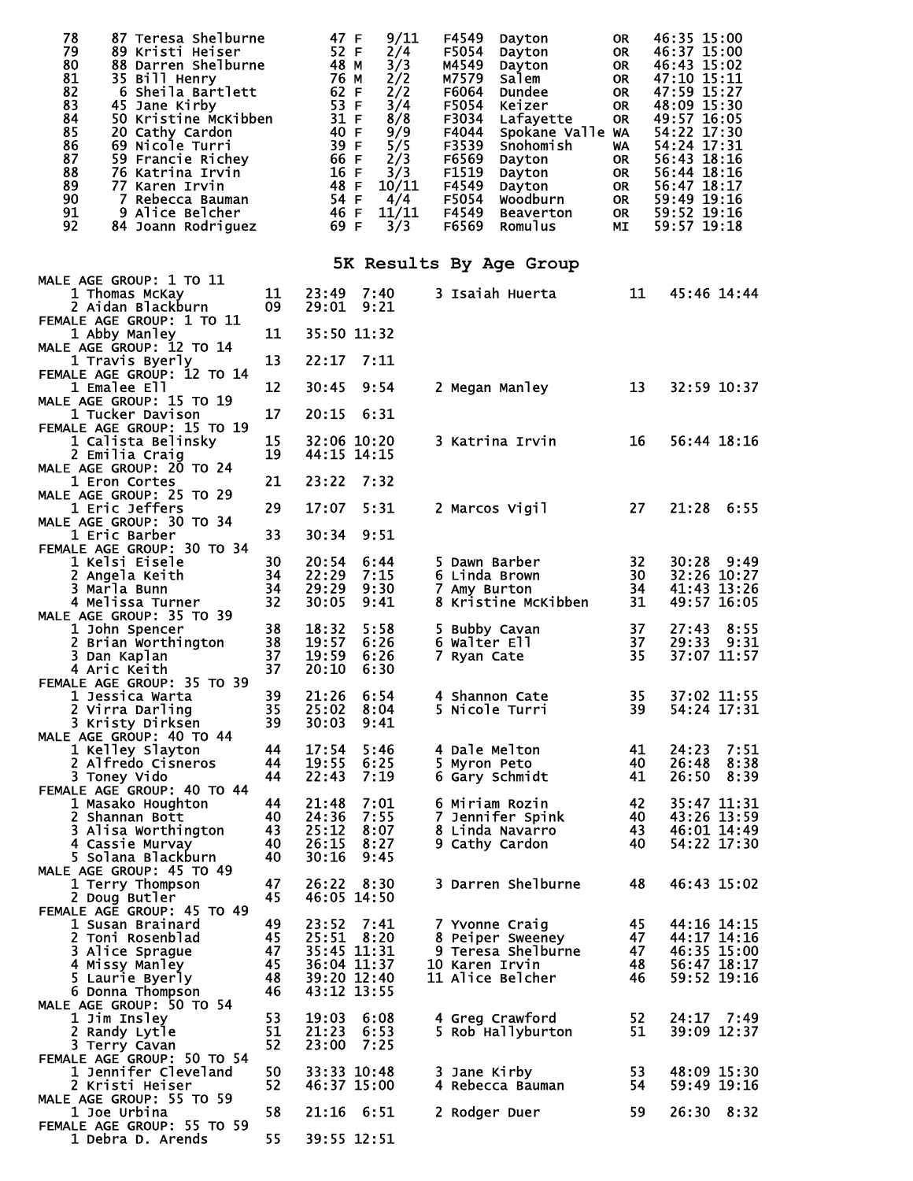| Place | Bib | Name | Age | Sex | Div Place | Division | City | State | Time | Pace |
|---|---|---|---|---|---|---|---|---|---|---|
| 78 | 87 | Teresa Shelburne | 47 | F | 9/11 | F4549 | Dayton | OR | 46:35 | 15:00 |
| 79 | 89 | Kristi Heiser | 52 | F | 2/4 | F5054 | Dayton | OR | 46:37 | 15:00 |
| 80 | 88 | Darren Shelburne | 48 | M | 3/3 | M4549 | Dayton | OR | 46:43 | 15:02 |
| 81 | 35 | Bill Henry | 76 | M | 2/2 | M7579 | Salem | OR | 47:10 | 15:11 |
| 82 | 6 | Sheila Bartlett | 62 | F | 2/2 | F6064 | Dundee | OR | 47:59 | 15:27 |
| 83 | 45 | Jane Kirby | 53 | F | 3/4 | F5054 | Keizer | OR | 48:09 | 15:30 |
| 84 | 50 | Kristine McKibben | 31 | F | 8/8 | F3034 | Lafayette | OR | 49:57 | 16:05 |
| 85 | 20 | Cathy Cardon | 40 | F | 9/9 | F4044 | Spokane Valle | WA | 54:22 | 17:30 |
| 86 | 69 | Nicole Turri | 39 | F | 5/5 | F3539 | Snohomish | WA | 54:24 | 17:31 |
| 87 | 59 | Francie Richey | 66 | F | 2/3 | F6569 | Dayton | OR | 56:43 | 18:16 |
| 88 | 76 | Katrina Irvin | 16 | F | 3/3 | F1519 | Dayton | OR | 56:44 | 18:16 |
| 89 | 77 | Karen Irvin | 48 | F | 10/11 | F4549 | Dayton | OR | 56:47 | 18:17 |
| 90 | 7 | Rebecca Bauman | 54 | F | 4/4 | F5054 | Woodburn | OR | 59:49 | 19:16 |
| 91 | 9 | Alice Belcher | 46 | F | 11/11 | F4549 | Beaverton | OR | 59:52 | 19:16 |
| 92 | 84 | Joann Rodriguez | 69 | F | 3/3 | F6569 | Romulus | MI | 59:57 | 19:18 |

## 5K Results By Age Group

**MALE AGE GROUP: 1 TO 11**

| Place | Name | Age | Time | Pace |
|---|---|---|---|---|
| 1 | Thomas McKay | 11 | 23:49 | 7:40 |
| 2 | Aidan Blackburn | 09 | 29:01 | 9:21 |
| 3 | Isaiah Huerta | 11 | 45:46 | 14:44 |

**FEMALE AGE GROUP: 1 TO 11**

| Place | Name | Age | Time | Pace |
|---|---|---|---|---|
| 1 | Abby Manley | 11 | 35:50 | 11:32 |

**MALE AGE GROUP: 12 TO 14**

| Place | Name | Age | Time | Pace |
|---|---|---|---|---|
| 1 | Travis Byerly | 13 | 22:17 | 7:11 |

**FEMALE AGE GROUP: 12 TO 14**

| Place | Name | Age | Time | Pace |
|---|---|---|---|---|
| 1 | Emalee Ell | 12 | 30:45 | 9:54 |
| 2 | Megan Manley | 13 | 32:59 | 10:37 |

**MALE AGE GROUP: 15 TO 19**

| Place | Name | Age | Time | Pace |
|---|---|---|---|---|
| 1 | Tucker Davison | 17 | 20:15 | 6:31 |

**FEMALE AGE GROUP: 15 TO 19**

| Place | Name | Age | Time | Pace |
|---|---|---|---|---|
| 1 | Calista Belinsky | 15 | 32:06 | 10:20 |
| 2 | Emilia Craig | 19 | 44:15 | 14:15 |
| 3 | Katrina Irvin | 16 | 56:44 | 18:16 |

**MALE AGE GROUP: 20 TO 24**

| Place | Name | Age | Time | Pace |
|---|---|---|---|---|
| 1 | Eron Cortes | 21 | 23:22 | 7:32 |

**MALE AGE GROUP: 25 TO 29**

| Place | Name | Age | Time | Pace |
|---|---|---|---|---|
| 1 | Eric Jeffers | 29 | 17:07 | 5:31 |
| 2 | Marcos Vigil | 27 | 21:28 | 6:55 |

**MALE AGE GROUP: 30 TO 34**

| Place | Name | Age | Time | Pace |
|---|---|---|---|---|
| 1 | Eric Barber | 33 | 30:34 | 9:51 |

**FEMALE AGE GROUP: 30 TO 34**

| Place | Name | Age | Time | Pace |
|---|---|---|---|---|
| 1 | Kelsi Eisele | 30 | 20:54 | 6:44 |
| 2 | Angela Keith | 34 | 22:29 | 7:15 |
| 3 | Marla Bunn | 34 | 29:29 | 9:30 |
| 4 | Melissa Turner | 32 | 30:05 | 9:41 |
| 5 | Dawn Barber | 32 | 30:28 | 9:49 |
| 6 | Linda Brown | 30 | 32:26 | 10:27 |
| 7 | Amy Burton | 34 | 41:43 | 13:26 |
| 8 | Kristine McKibben | 31 | 49:57 | 16:05 |

**MALE AGE GROUP: 35 TO 39**

| Place | Name | Age | Time | Pace |
|---|---|---|---|---|
| 1 | John Spencer | 38 | 18:32 | 5:58 |
| 2 | Brian Worthington | 38 | 19:57 | 6:26 |
| 3 | Dan Kaplan | 37 | 19:59 | 6:26 |
| 4 | Aric Keith | 37 | 20:10 | 6:30 |
| 5 | Bubby Cavan | 37 | 27:43 | 8:55 |
| 6 | Walter Ell | 37 | 29:33 | 9:31 |
| 7 | Ryan Cate | 35 | 37:07 | 11:57 |

**FEMALE AGE GROUP: 35 TO 39**

| Place | Name | Age | Time | Pace |
|---|---|---|---|---|
| 1 | Jessica Warta | 39 | 21:26 | 6:54 |
| 2 | Virra Darling | 35 | 25:02 | 8:04 |
| 3 | Kristy Dirksen | 39 | 30:03 | 9:41 |
| 4 | Shannon Cate | 35 | 37:02 | 11:55 |
| 5 | Nicole Turri | 39 | 54:24 | 17:31 |

**MALE AGE GROUP: 40 TO 44**

| Place | Name | Age | Time | Pace |
|---|---|---|---|---|
| 1 | Kelley Slayton | 44 | 17:54 | 5:46 |
| 2 | Alfredo Cisneros | 44 | 19:55 | 6:25 |
| 3 | Toney Vido | 44 | 22:43 | 7:19 |
| 4 | Dale Melton | 41 | 24:23 | 7:51 |
| 5 | Myron Peto | 40 | 26:48 | 8:38 |
| 6 | Gary Schmidt | 41 | 26:50 | 8:39 |

**FEMALE AGE GROUP: 40 TO 44**

| Place | Name | Age | Time | Pace |
|---|---|---|---|---|
| 1 | Masako Houghton | 44 | 21:48 | 7:01 |
| 2 | Shannan Bott | 40 | 24:36 | 7:55 |
| 3 | Alisa Worthington | 43 | 25:12 | 8:07 |
| 4 | Cassie Murvay | 40 | 26:15 | 8:27 |
| 5 | Solana Blackburn | 40 | 30:16 | 9:45 |
| 6 | Miriam Rozin | 42 | 35:47 | 11:31 |
| 7 | Jennifer Spink | 40 | 43:26 | 13:59 |
| 8 | Linda Navarro | 43 | 46:01 | 14:49 |
| 9 | Cathy Cardon | 40 | 54:22 | 17:30 |

**MALE AGE GROUP: 45 TO 49**

| Place | Name | Age | Time | Pace |
|---|---|---|---|---|
| 1 | Terry Thompson | 47 | 26:22 | 8:30 |
| 2 | Doug Butler | 45 | 46:05 | 14:50 |
| 3 | Darren Shelburne | 48 | 46:43 | 15:02 |

**FEMALE AGE GROUP: 45 TO 49**

| Place | Name | Age | Time | Pace |
|---|---|---|---|---|
| 1 | Susan Brainard | 49 | 23:52 | 7:41 |
| 2 | Toni Rosenblad | 45 | 25:51 | 8:20 |
| 3 | Alice Sprague | 47 | 35:45 | 11:31 |
| 4 | Missy Manley | 45 | 36:04 | 11:37 |
| 5 | Laurie Byerly | 48 | 39:20 | 12:40 |
| 6 | Donna Thompson | 46 | 43:12 | 13:55 |
| 7 | Yvonne Craig | 45 | 44:16 | 14:15 |
| 8 | Peiper Sweeney | 47 | 44:17 | 14:16 |
| 9 | Teresa Shelburne | 47 | 46:35 | 15:00 |
| 10 | Karen Irvin | 48 | 56:47 | 18:17 |
| 11 | Alice Belcher | 46 | 59:52 | 19:16 |

**MALE AGE GROUP: 50 TO 54**

| Place | Name | Age | Time | Pace |
|---|---|---|---|---|
| 1 | Jim Insley | 53 | 19:03 | 6:08 |
| 2 | Randy Lytle | 51 | 21:23 | 6:53 |
| 3 | Terry Cavan | 52 | 23:00 | 7:25 |
| 4 | Greg Crawford | 52 | 24:17 | 7:49 |
| 5 | Rob Hallyburton | 51 | 39:09 | 12:37 |

**FEMALE AGE GROUP: 50 TO 54**

| Place | Name | Age | Time | Pace |
|---|---|---|---|---|
| 1 | Jennifer Cleveland | 50 | 33:33 | 10:48 |
| 2 | Kristi Heiser | 52 | 46:37 | 15:00 |
| 3 | Jane Kirby | 53 | 48:09 | 15:30 |
| 4 | Rebecca Bauman | 54 | 59:49 | 19:16 |

**MALE AGE GROUP: 55 TO 59**

| Place | Name | Age | Time | Pace |
|---|---|---|---|---|
| 1 | Joe Urbina | 58 | 21:16 | 6:51 |
| 2 | Rodger Duer | 59 | 26:30 | 8:32 |

**FEMALE AGE GROUP: 55 TO 59**

| Place | Name | Age | Time | Pace |
|---|---|---|---|---|
| 1 | Debra D. Arends | 55 | 39:55 | 12:51 |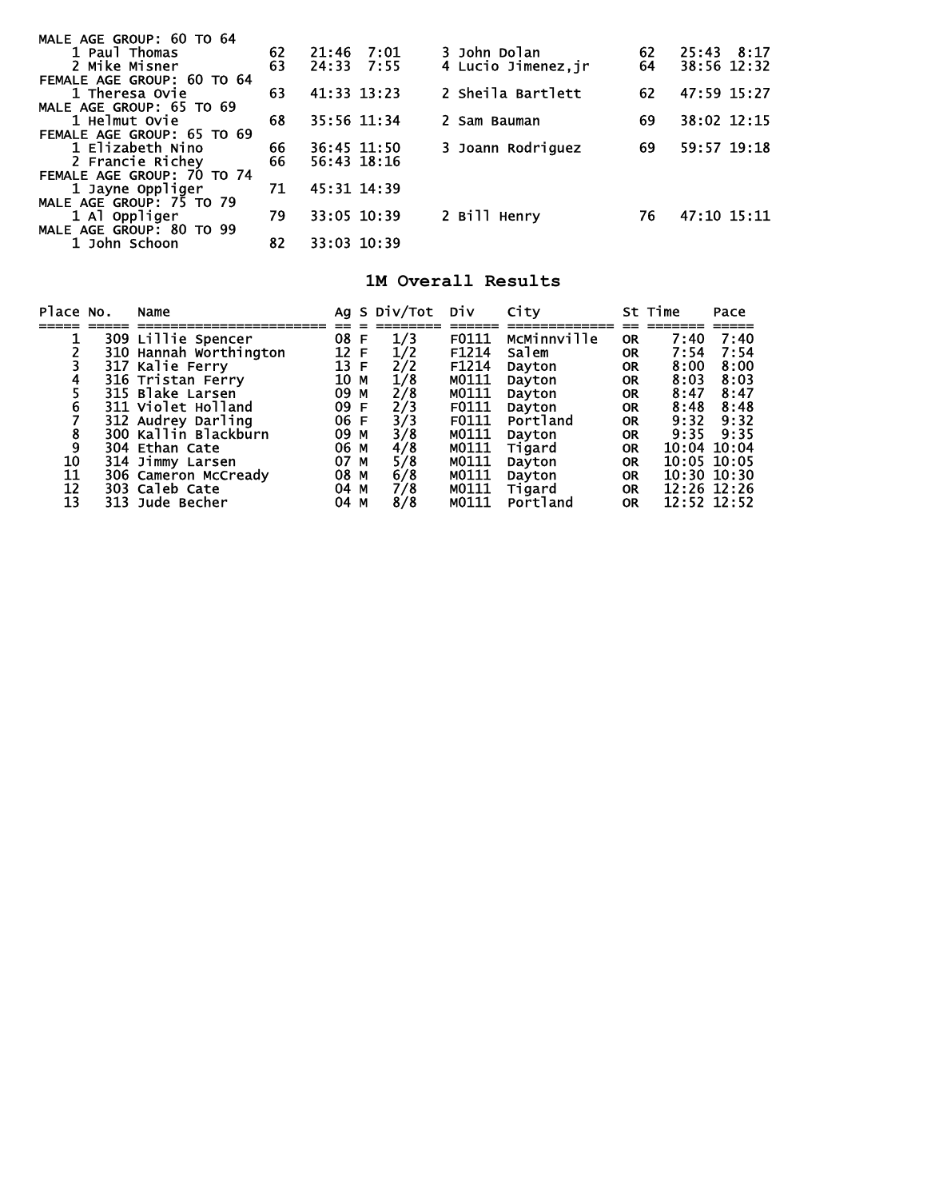MALE AGE GROUP: 60 TO 64

| | | | | | | | | |
|---|---|---|---|---|---|---|---|---|
| 1 Paul Thomas | 62 | 21:46 | 7:01 | | 3 John Dolan | 62 | 25:43 | 8:17 |
| 2 Mike Misner | 63 | 24:33 | 7:55 | | 4 Lucio Jimenez,jr | 64 | 38:56 | 12:32 |

FEMALE AGE GROUP: 60 TO 64

| | | | | | | | | |
|---|---|---|---|---|---|---|---|---|
| 1 Theresa Ovie | 63 | 41:33 | 13:23 | | 2 Sheila Bartlett | 62 | 47:59 | 15:27 |

MALE AGE GROUP: 65 TO 69

| | | | | | | | | |
|---|---|---|---|---|---|---|---|---|
| 1 Helmut Ovie | 68 | 35:56 | 11:34 | | 2 Sam Bauman | 69 | 38:02 | 12:15 |

FEMALE AGE GROUP: 65 TO 69

| | | | | | | | | |
|---|---|---|---|---|---|---|---|---|
| 1 Elizabeth Nino | 66 | 36:45 | 11:50 | | 3 Joann Rodriguez | 69 | 59:57 | 19:18 |
| 2 Francie Richey | 66 | 56:43 | 18:16 | | | | | |

FEMALE AGE GROUP: 70 TO 74

| | | | |
|---|---|---|---|
| 1 Jayne Oppliger | 71 | 45:31 | 14:39 |

MALE AGE GROUP: 75 TO 79

| | | | | | | | | |
|---|---|---|---|---|---|---|---|---|
| 1 Al Oppliger | 79 | 33:05 | 10:39 | | 2 Bill Henry | 76 | 47:10 | 15:11 |

MALE AGE GROUP: 80 TO 99

| | | | |
|---|---|---|---|
| 1 John Schoon | 82 | 33:03 | 10:39 |

## 1M Overall Results

| Place | No. | Name | Ag | S | Div/Tot | Div | City | St | Time | Pace |
|---|---|---|---|---|---|---|---|---|---|---|
| 1 | 309 | Lillie Spencer | 08 | F | 1/3 | F0111 | McMinnville | OR | 7:40 | 7:40 |
| 2 | 310 | Hannah Worthington | 12 | F | 1/2 | F1214 | Salem | OR | 7:54 | 7:54 |
| 3 | 317 | Kalie Ferry | 13 | F | 2/2 | F1214 | Dayton | OR | 8:00 | 8:00 |
| 4 | 316 | Tristan Ferry | 10 | M | 1/8 | M0111 | Dayton | OR | 8:03 | 8:03 |
| 5 | 315 | Blake Larsen | 09 | M | 2/8 | M0111 | Dayton | OR | 8:47 | 8:47 |
| 6 | 311 | Violet Holland | 09 | F | 2/3 | F0111 | Dayton | OR | 8:48 | 8:48 |
| 7 | 312 | Audrey Darling | 06 | F | 3/3 | F0111 | Portland | OR | 9:32 | 9:32 |
| 8 | 300 | Kallin Blackburn | 09 | M | 3/8 | M0111 | Dayton | OR | 9:35 | 9:35 |
| 9 | 304 | Ethan Cate | 06 | M | 4/8 | M0111 | Tigard | OR | 10:04 | 10:04 |
| 10 | 314 | Jimmy Larsen | 07 | M | 5/8 | M0111 | Dayton | OR | 10:05 | 10:05 |
| 11 | 306 | Cameron McCready | 08 | M | 6/8 | M0111 | Dayton | OR | 10:30 | 10:30 |
| 12 | 303 | Caleb Cate | 04 | M | 7/8 | M0111 | Tigard | OR | 12:26 | 12:26 |
| 13 | 313 | Jude Becher | 04 | M | 8/8 | M0111 | Portland | OR | 12:52 | 12:52 |